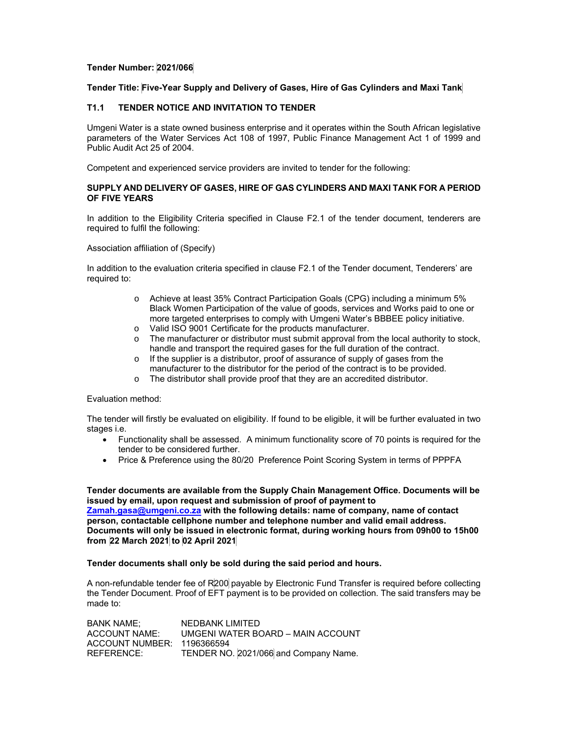**Tender Number: 2021/066**

**Tender Title: Five-Year Supply and Delivery of Gases, Hire of Gas Cylinders and Maxi Tank**

## T1.1 TENDER NOTICE AND INVITATION TO TENDER

Umgeni Water is a state owned business enterprise and it operates within the South African legislative parameters of the Water Services Act 108 of 1997, Public Finance Management Act 1 of 1999 and Public Audit Act 25 of 2004.

Competent and experienced service providers are invited to tender for the following:

**SUPPLY AND DELIVERY OF GASES, HIRE OF GAS CYLINDERS AND MAXI TANK FOR A PERIOD OF FIVE YEARS**

In addition to the Eligibility Criteria specified in Clause F2.1 of the tender document, tenderers are required to fulfil the following:

Association affiliation of (Specify)

In addition to the evaluation criteria specified in clause F2.1 of the Tender document, Tenderers' are required to:

- Achieve at least 35% Contract Participation Goals (CPG) including a minimum 5% Black Women Participation of the value of goods, services and Works paid to one or more targeted enterprises to comply with Umgeni Water's BBBEE policy initiative.
- Valid ISO 9001 Certificate for the products manufacturer.
- The manufacturer or distributor must submit approval from the local authority to stock, handle and transport the required gases for the full duration of the contract.
- If the supplier is a distributor, proof of assurance of supply of gases from the manufacturer to the distributor for the period of the contract is to be provided.
- The distributor shall provide proof that they are an accredited distributor.

Evaluation method:

The tender will firstly be evaluated on eligibility. If found to be eligible, it will be further evaluated in two stages i.e.

- Functionality shall be assessed. A minimum functionality score of 70 points is required for the tender to be considered further.
- Price & Preference using the 80/20 Preference Point Scoring System in terms of PPPFA

**Tender documents are available from the Supply Chain Management Office. Documents will be issued by email, upon request and submission of proof of payment to Zamah.gasa@umgeni.co.za with the following details: name of company, name of contact person, contactable cellphone number and telephone number and valid email address. Documents will only be issued in electronic format, during working hours from 09h00 to 15h00 from 22 March 2021 to 02 April 2021**

**Tender documents shall only be sold during the said period and hours.**

A non-refundable tender fee of R200 payable by Electronic Fund Transfer is required before collecting the Tender Document. Proof of EFT payment is to be provided on collection. The said transfers may be made to:

| | |
|---|---|
| BANK NAME; | NEDBANK LIMITED |
| ACCOUNT NAME: | UMGENI WATER BOARD – MAIN ACCOUNT |
| ACCOUNT NUMBER: | 1196366594 |
| REFERENCE: | TENDER NO. 2021/066 and Company Name. |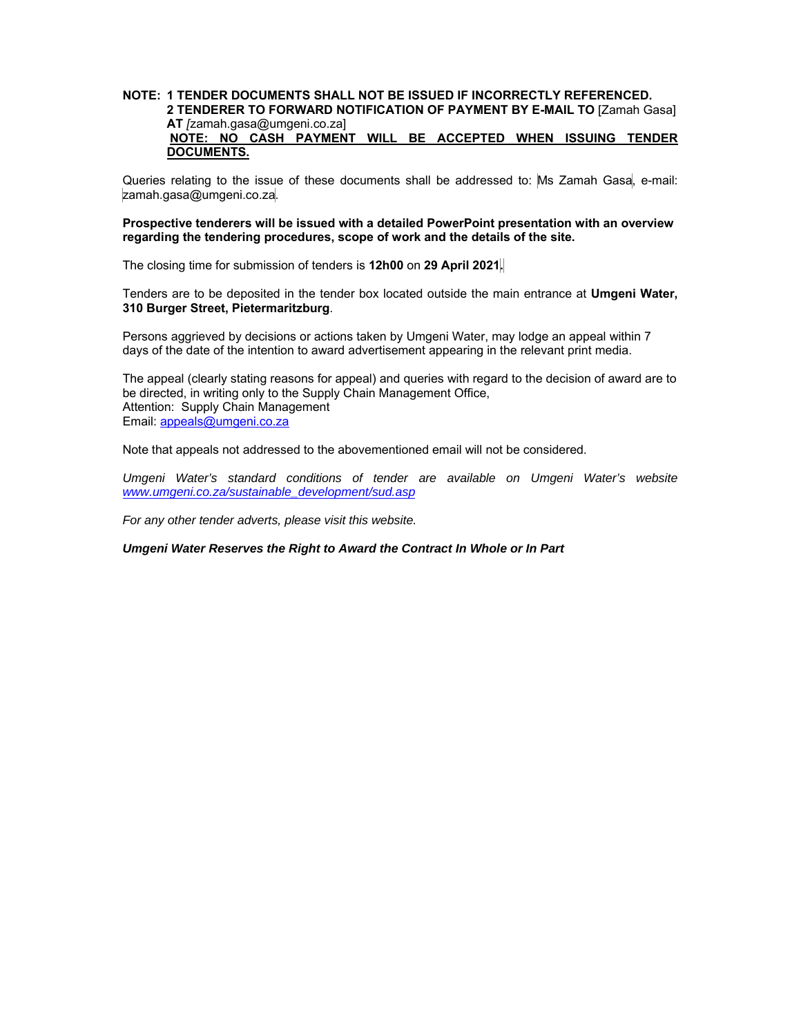**NOTE: 1 TENDER DOCUMENTS SHALL NOT BE ISSUED IF INCORRECTLY REFERENCED.**
**2 TENDERER TO FORWARD NOTIFICATION OF PAYMENT BY E-MAIL TO** [Zamah Gasa] **AT** *[*zamah.gasa@umgeni.co.za]
**NOTE: NO CASH PAYMENT WILL BE ACCEPTED WHEN ISSUING TENDER DOCUMENTS.**

Queries relating to the issue of these documents shall be addressed to: Ms Zamah Gasa, e-mail: zamah.gasa@umgeni.co.za.

**Prospective tenderers will be issued with a detailed PowerPoint presentation with an overview regarding the tendering procedures, scope of work and the details of the site.**

The closing time for submission of tenders is **12h00** on **29 April 2021**.

Tenders are to be deposited in the tender box located outside the main entrance at **Umgeni Water, 310 Burger Street, Pietermaritzburg**.

Persons aggrieved by decisions or actions taken by Umgeni Water, may lodge an appeal within 7 days of the date of the intention to award advertisement appearing in the relevant print media.

The appeal (clearly stating reasons for appeal) and queries with regard to the decision of award are to be directed, in writing only to the Supply Chain Management Office,
Attention: Supply Chain Management
Email: appeals@umgeni.co.za

Note that appeals not addressed to the abovementioned email will not be considered.

*Umgeni Water's standard conditions of tender are available on Umgeni Water's website www.umgeni.co.za/sustainable_development/sud.asp*

*For any other tender adverts, please visit this website.*

***Umgeni Water Reserves the Right to Award the Contract In Whole or In Part***